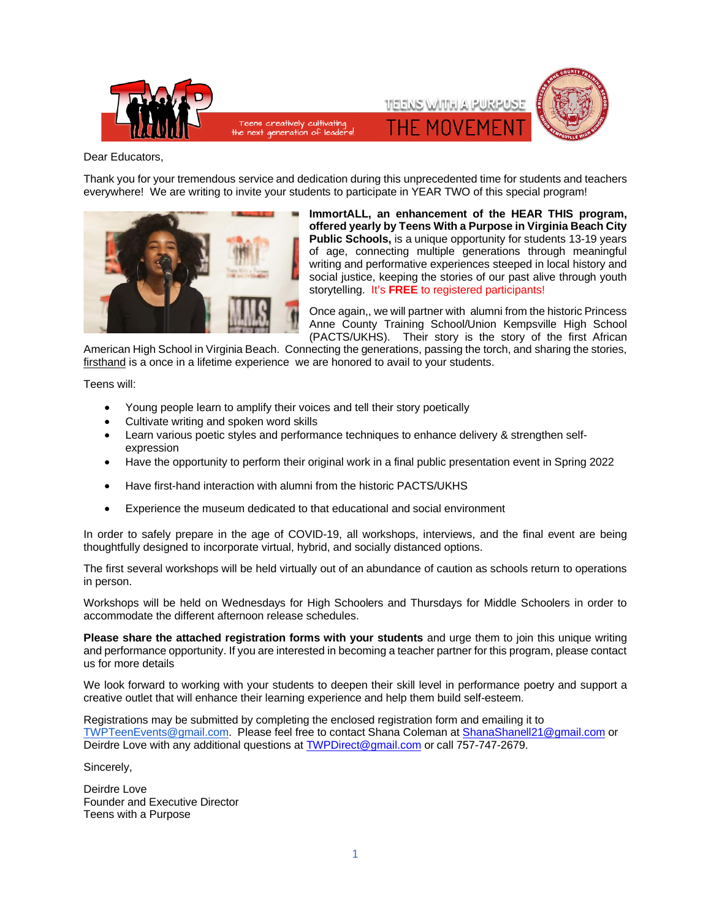Teens creatively cultivating the next generation of leaders!

TEENS WITH A PURPOSE THE MOVEMENT

Dear Educators,

Thank you for your tremendous service and dedication during this unprecedented time for students and teachers everywhere! We are writing to invite your students to participate in YEAR TWO of this special program!

**ImmortALL, an enhancement of the HEAR THIS program, offered yearly by Teens With a Purpose in Virginia Beach City Public Schools,** is a unique opportunity for students 13-19 years of age, connecting multiple generations through meaningful writing and performative experiences steeped in local history and social justice, keeping the stories of our past alive through youth storytelling. It's **FREE** to registered participants!

Once again,, we will partner with alumni from the historic Princess Anne County Training School/Union Kempsville High School (PACTS/UKHS). Their story is the story of the first African American High School in Virginia Beach. Connecting the generations, passing the torch, and sharing the stories, firsthand is a once in a lifetime experience we are honored to avail to your students.

Teens will:

- Young people learn to amplify their voices and tell their story poetically
- Cultivate writing and spoken word skills
- Learn various poetic styles and performance techniques to enhance delivery & strengthen self-expression
- Have the opportunity to perform their original work in a final public presentation event in Spring 2022
- Have first-hand interaction with alumni from the historic PACTS/UKHS
- Experience the museum dedicated to that educational and social environment

In order to safely prepare in the age of COVID-19, all workshops, interviews, and the final event are being thoughtfully designed to incorporate virtual, hybrid, and socially distanced options.

The first several workshops will be held virtually out of an abundance of caution as schools return to operations in person.

Workshops will be held on Wednesdays for High Schoolers and Thursdays for Middle Schoolers in order to accommodate the different afternoon release schedules.

**Please share the attached registration forms with your students** and urge them to join this unique writing and performance opportunity. If you are interested in becoming a teacher partner for this program, please contact us for more details

We look forward to working with your students to deepen their skill level in performance poetry and support a creative outlet that will enhance their learning experience and help them build self-esteem.

Registrations may be submitted by completing the enclosed registration form and emailing it to TWPTeenEvents@gmail.com. Please feel free to contact Shana Coleman at ShanaShanell21@gmail.com or Deirdre Love with any additional questions at TWPDirect@gmail.com or call 757-747-2679.

Sincerely,

Deirdre Love
Founder and Executive Director
Teens with a Purpose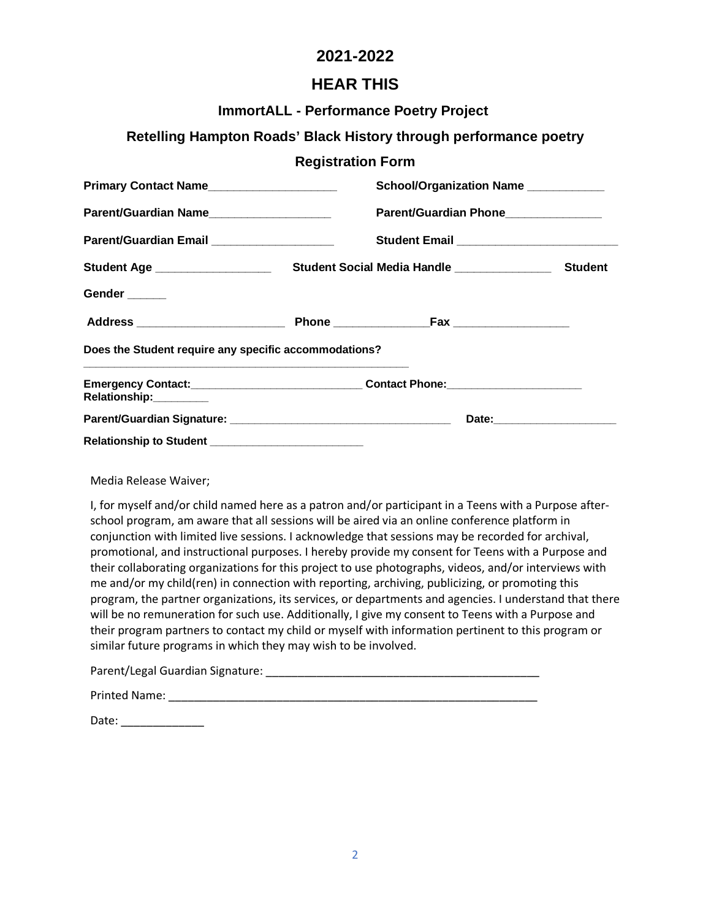# 2021-2022

# HEAR THIS

### ImmortALL - Performance Poetry Project

### Retelling Hampton Roads' Black History through performance poetry

### Registration Form

**Primary Contact Name**___________________ **School/Organization Name** ___________

**Parent/Guardian Name**__________________ **Parent/Guardian Phone**______________

**Parent/Guardian Email** __________________ **Student Email** ________________________

**Student Age** _________________ **Student Social Media Handle** ______________ **Student Gender** ______

**Address** ______________________ **Phone** ______________**Fax** _________________

**Does the Student require any specific accommodations?** ___________________________________________________

**Emergency Contact:**___________________________ **Contact Phone:**_____________________ **Relationship:**_________

**Parent/Guardian Signature:** ___________________________________ **Date:**___________________

**Relationship to Student** ________________________

Media Release Waiver;

I, for myself and/or child named here as a patron and/or participant in a Teens with a Purpose after-school program, am aware that all sessions will be aired via an online conference platform in conjunction with limited live sessions. I acknowledge that sessions may be recorded for archival, promotional, and instructional purposes. I hereby provide my consent for Teens with a Purpose and their collaborating organizations for this project to use photographs, videos, and/or interviews with me and/or my child(ren) in connection with reporting, archiving, publicizing, or promoting this program, the partner organizations, its services, or departments and agencies. I understand that there will be no remuneration for such use. Additionally, I give my consent to Teens with a Purpose and their program partners to contact my child or myself with information pertinent to this program or similar future programs in which they may wish to be involved.

Parent/Legal Guardian Signature: ___________________________________________

Printed Name: ___________________________________________________________

Date: _____________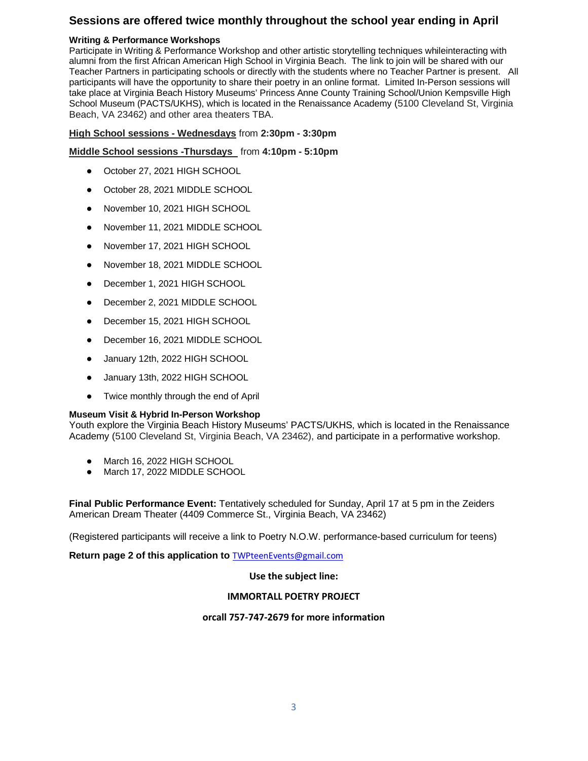## Sessions are offered twice monthly throughout the school year ending in April

**Writing & Performance Workshops**

Participate in Writing & Performance Workshop and other artistic storytelling techniques whileinteracting with alumni from the first African American High School in Virginia Beach. The link to join will be shared with our Teacher Partners in participating schools or directly with the students where no Teacher Partner is present. All participants will have the opportunity to share their poetry in an online format. Limited In-Person sessions will take place at Virginia Beach History Museums' Princess Anne County Training School/Union Kempsville High School Museum (PACTS/UKHS), which is located in the Renaissance Academy (5100 Cleveland St, Virginia Beach, VA 23462) and other area theaters TBA.

**High School sessions - Wednesdays** from **2:30pm - 3:30pm**

**Middle School sessions -Thursdays** from **4:10pm - 5:10pm**

- October 27, 2021 HIGH SCHOOL
- October 28, 2021 MIDDLE SCHOOL
- November 10, 2021 HIGH SCHOOL
- November 11, 2021 MIDDLE SCHOOL
- November 17, 2021 HIGH SCHOOL
- November 18, 2021 MIDDLE SCHOOL
- December 1, 2021 HIGH SCHOOL
- December 2, 2021 MIDDLE SCHOOL
- December 15, 2021 HIGH SCHOOL
- December 16, 2021 MIDDLE SCHOOL
- January 12th, 2022 HIGH SCHOOL
- January 13th, 2022 HIGH SCHOOL
- Twice monthly through the end of April

**Museum Visit & Hybrid In-Person Workshop**

Youth explore the Virginia Beach History Museums' PACTS/UKHS, which is located in the Renaissance Academy (5100 Cleveland St, Virginia Beach, VA 23462), and participate in a performative workshop.

- March 16, 2022 HIGH SCHOOL
- March 17, 2022 MIDDLE SCHOOL

**Final Public Performance Event:** Tentatively scheduled for Sunday, April 17 at 5 pm in the Zeiders American Dream Theater (4409 Commerce St., Virginia Beach, VA 23462)

(Registered participants will receive a link to Poetry N.O.W. performance-based curriculum for teens)

**Return page 2 of this application to** TWPteenEvents@gmail.com

**Use the subject line:**

**IMMORTALL POETRY PROJECT**

**orcall 757-747-2679 for more information**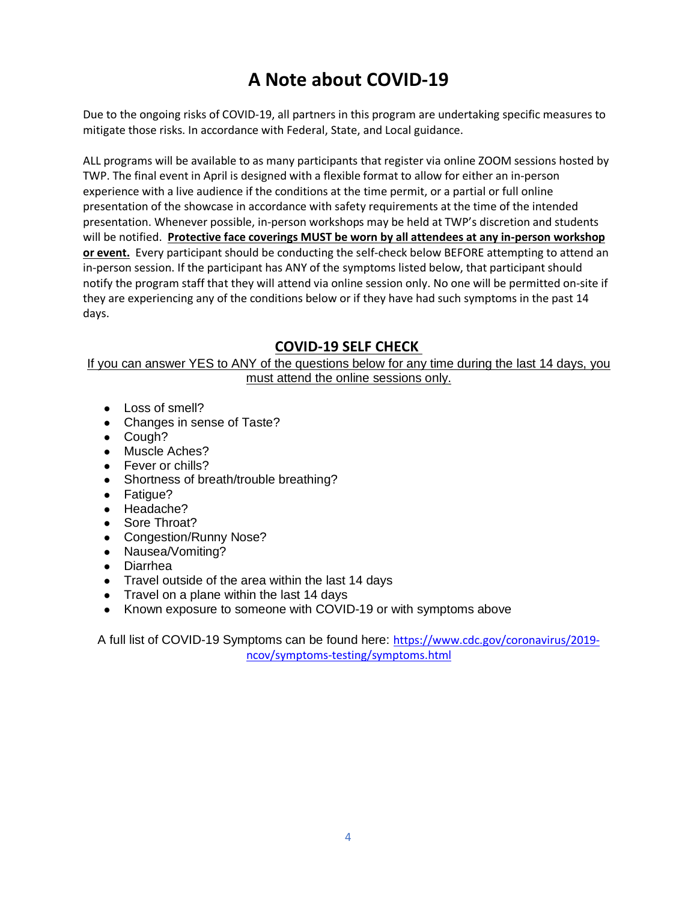# A Note about COVID-19

Due to the ongoing risks of COVID-19, all partners in this program are undertaking specific measures to mitigate those risks. In accordance with Federal, State, and Local guidance.

ALL programs will be available to as many participants that register via online ZOOM sessions hosted by TWP. The final event in April is designed with a flexible format to allow for either an in-person experience with a live audience if the conditions at the time permit, or a partial or full online presentation of the showcase in accordance with safety requirements at the time of the intended presentation. Whenever possible, in-person workshops may be held at TWP's discretion and students will be notified. **Protective face coverings MUST be worn by all attendees at any in-person workshop or event.** Every participant should be conducting the self-check below BEFORE attempting to attend an in-person session. If the participant has ANY of the symptoms listed below, that participant should notify the program staff that they will attend via online session only. No one will be permitted on-site if they are experiencing any of the conditions below or if they have had such symptoms in the past 14 days.

## COVID-19 SELF CHECK

If you can answer YES to ANY of the questions below for any time during the last 14 days, you must attend the online sessions only.

- Loss of smell?
- Changes in sense of Taste?
- Cough?
- Muscle Aches?
- Fever or chills?
- Shortness of breath/trouble breathing?
- Fatigue?
- Headache?
- Sore Throat?
- Congestion/Runny Nose?
- Nausea/Vomiting?
- Diarrhea
- Travel outside of the area within the last 14 days
- Travel on a plane within the last 14 days
- Known exposure to someone with COVID-19 or with symptoms above

A full list of COVID-19 Symptoms can be found here: https://www.cdc.gov/coronavirus/2019-ncov/symptoms-testing/symptoms.html